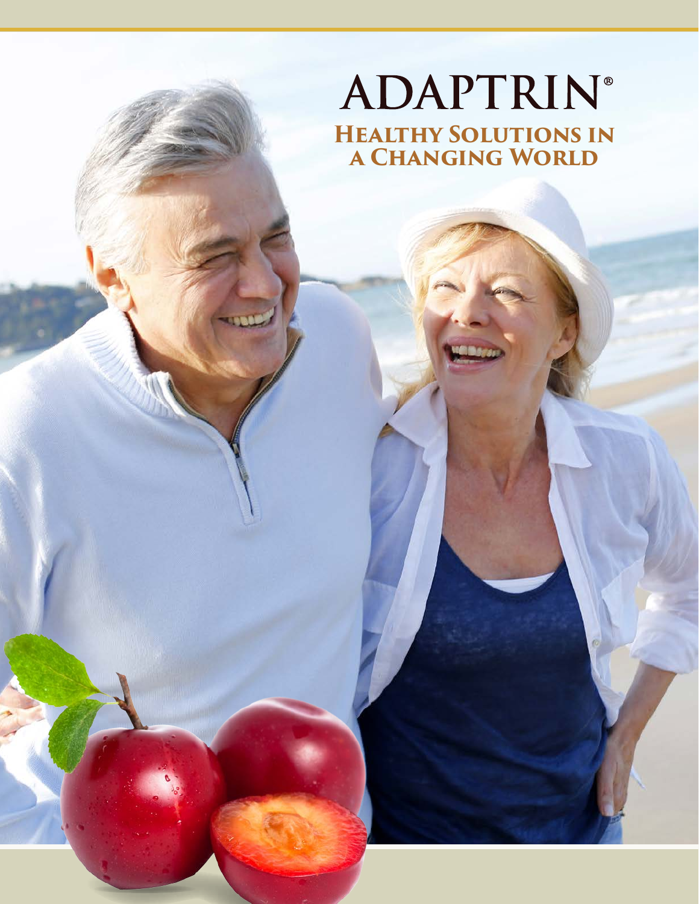# ADAPTRIN®

## Healthy Solutions in a Changing World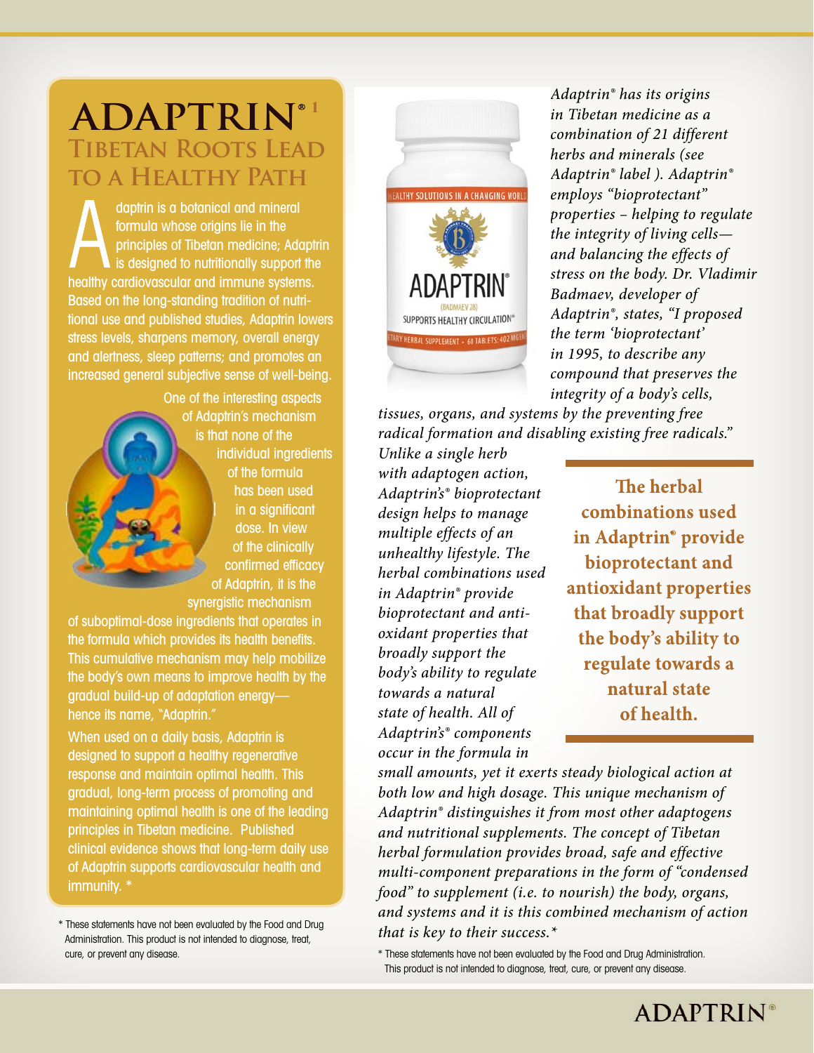# ADAPTRIN®[1]

## Tibetan Roots Lead to a Healthy Path

Adaptrin is a botanical and mineral formula whose origins lie in the principles of Tibetan medicine; Adaptrin is designed to nutritionally support the healthy cardiovascular and immune systems. Based on the long-standing tradition of nutritional use and published studies, Adaptrin lowers stress levels, sharpens memory, overall energy and alertness, sleep patterns; and promotes an increased general subjective sense of well-being.

One of the interesting aspects of Adaptrin's mechanism is that none of the individual ingredients of the formula has been used in a significant dose. In view of the clinically confirmed efficacy of Adaptrin, it is the synergistic mechanism of suboptimal-dose ingredients that operates in the formula which provides its health benefits. This cumulative mechanism may help mobilize the body's own means to improve health by the gradual build-up of adaptation energy—hence its name, "Adaptrin."

When used on a daily basis, Adaptrin is designed to support a healthy regenerative response and maintain optimal health. This gradual, long-term process of promoting and maintaining optimal health is one of the leading principles in Tibetan medicine. Published clinical evidence shows that long-term daily use of Adaptrin supports cardiovascular health and immunity. *

\* These statements have not been evaluated by the Food and Drug Administration. This product is not intended to diagnose, treat, cure, or prevent any disease.

*Adaptrin® has its origins in Tibetan medicine as a combination of 21 different herbs and minerals (see Adaptrin® label ). Adaptrin® employs "bioprotectant" properties – helping to regulate the integrity of living cells—and balancing the effects of stress on the body. Dr. Vladimir Badmaev, developer of Adaptrin®, states, "I proposed the term 'bioprotectant' in 1995, to describe any compound that preserves the integrity of a body's cells, tissues, organs, and systems by the preventing free radical formation and disabling existing free radicals."*

*Unlike a single herb with adaptogen action, Adaptrin's® bioprotectant design helps to manage multiple effects of an unhealthy lifestyle. The herbal combinations used in Adaptrin® provide bioprotectant and antioxidant properties that broadly support the body's ability to regulate towards a natural state of health. All of Adaptrin's® components occur in the formula in small amounts, yet it exerts steady biological action at both low and high dosage. This unique mechanism of Adaptrin® distinguishes it from most other adaptogens and nutritional supplements. The concept of Tibetan herbal formulation provides broad, safe and effective multi-component preparations in the form of "condensed food" to supplement (i.e. to nourish) the body, organs, and systems and it is this combined mechanism of action that is key to their success.**

**The herbal combinations used in Adaptrin® provide bioprotectant and antioxidant properties that broadly support the body's ability to regulate towards a natural state of health.**

\* These statements have not been evaluated by the Food and Drug Administration. This product is not intended to diagnose, treat, cure, or prevent any disease.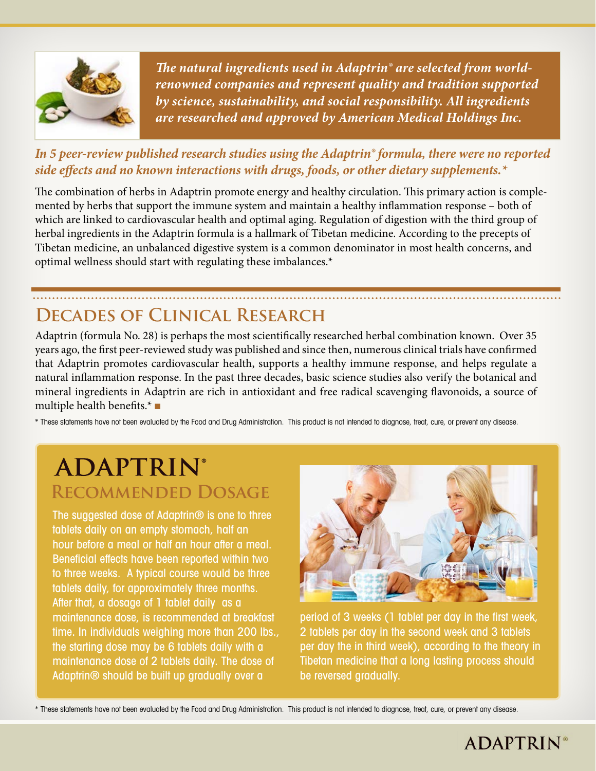***The natural ingredients used in Adaptrin® are selected from world-renowned companies and represent quality and tradition supported by science, sustainability, and social responsibility. All ingredients are researched and approved by American Medical Holdings Inc.***

***In 5 peer-review published research studies using the Adaptrin® formula, there were no reported side effects and no known interactions with drugs, foods, or other dietary supplements.****

The combination of herbs in Adaptrin promote energy and healthy circulation. This primary action is complemented by herbs that support the immune system and maintain a healthy inflammation response – both of which are linked to cardiovascular health and optimal aging. Regulation of digestion with the third group of herbal ingredients in the Adaptrin formula is a hallmark of Tibetan medicine. According to the precepts of Tibetan medicine, an unbalanced digestive system is a common denominator in most health concerns, and optimal wellness should start with regulating these imbalances.*

## Decades of Clinical Research

Adaptrin (formula No. 28) is perhaps the most scientifically researched herbal combination known. Over 35 years ago, the first peer-reviewed study was published and since then, numerous clinical trials have confirmed that Adaptrin promotes cardiovascular health, supports a healthy immune response, and helps regulate a natural inflammation response. In the past three decades, basic science studies also verify the botanical and mineral ingredients in Adaptrin are rich in antioxidant and free radical scavenging flavonoids, a source of multiple health benefits.* ■

* These statements have not been evaluated by the Food and Drug Administration. This product is not intended to diagnose, treat, cure, or prevent any disease.

## ADAPTRIN®
### Recommended Dosage

The suggested dose of Adaptrin® is one to three tablets daily on an empty stomach, half an hour before a meal or half an hour after a meal. Beneficial effects have been reported within two to three weeks. A typical course would be three tablets daily, for approximately three months. After that, a dosage of 1 tablet daily as a maintenance dose, is recommended at breakfast time. In individuals weighing more than 200 lbs., the starting dose may be 6 tablets daily with a maintenance dose of 2 tablets daily. The dose of Adaptrin® should be built up gradually over a period of 3 weeks (1 tablet per day in the first week, 2 tablets per day in the second week and 3 tablets per day the in third week), according to the theory in Tibetan medicine that a long lasting process should be reversed gradually.

* These statements have not been evaluated by the Food and Drug Administration. This product is not intended to diagnose, treat, cure, or prevent any disease.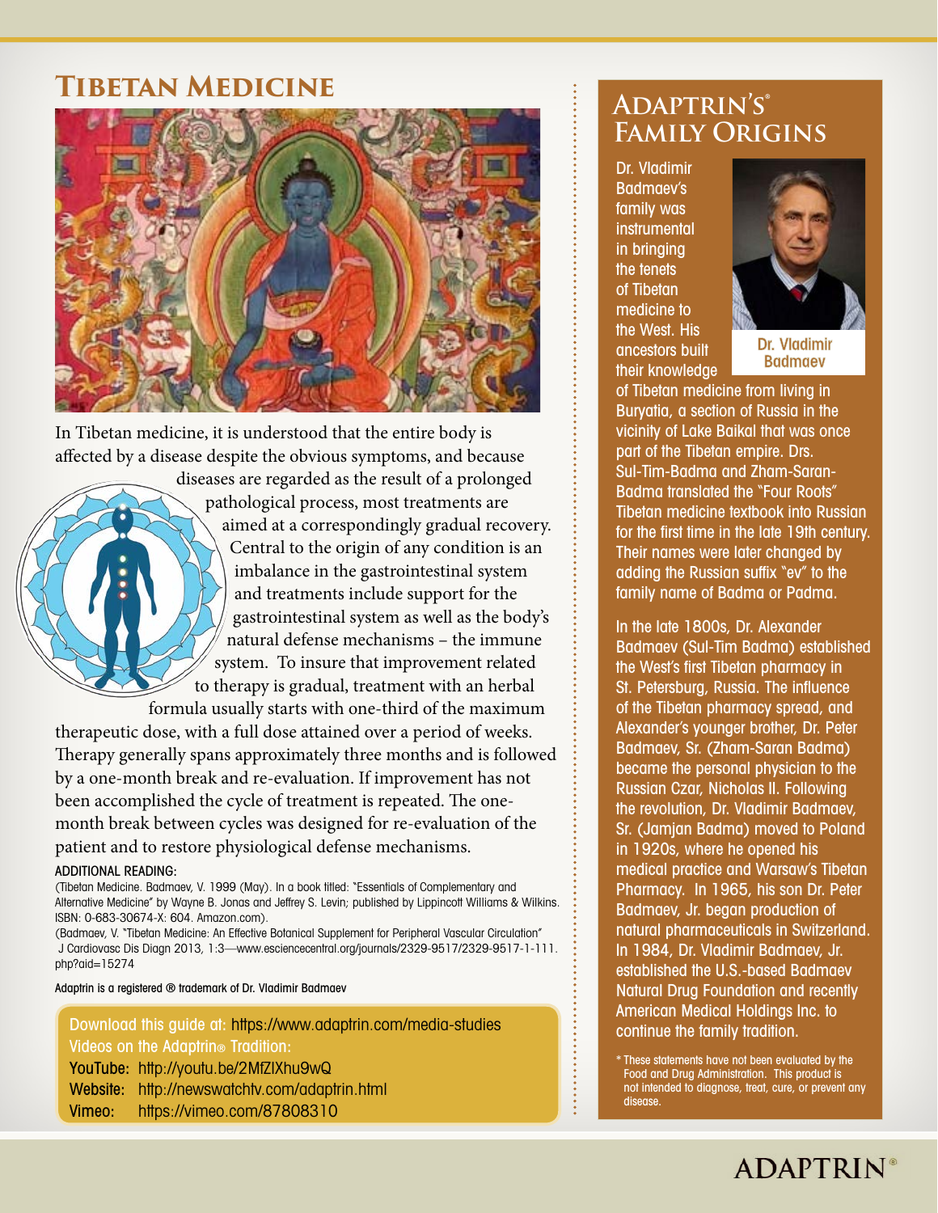# Tibetan Medicine

In Tibetan medicine, it is understood that the entire body is affected by a disease despite the obvious symptoms, and because diseases are regarded as the result of a prolonged pathological process, most treatments are aimed at a correspondingly gradual recovery. Central to the origin of any condition is an imbalance in the gastrointestinal system and treatments include support for the gastrointestinal system as well as the body's natural defense mechanisms – the immune system. To insure that improvement related to therapy is gradual, treatment with an herbal formula usually starts with one-third of the maximum therapeutic dose, with a full dose attained over a period of weeks. Therapy generally spans approximately three months and is followed by a one-month break and re-evaluation. If improvement has not been accomplished the cycle of treatment is repeated. The one-month break between cycles was designed for re-evaluation of the patient and to restore physiological defense mechanisms.

ADDITIONAL READING:

(Tibetan Medicine. Badmaev, V. 1999 (May). In a book titled: "Essentials of Complementary and Alternative Medicine" by Wayne B. Jonas and Jeffrey S. Levin; published by Lippincott Williams & Wilkins. ISBN: 0-683-30674-X: 604. Amazon.com).

(Badmaev, V. "Tibetan Medicine: An Effective Botanical Supplement for Peripheral Vascular Circulation" J Cardiovasc Dis Diagn 2013, 1:3—www.esciencecentral.org/journals/2329-9517/2329-9517-1-111.php?aid=15274

Adaptrin is a registered ® trademark of Dr. Vladimir Badmaev

Download this guide at: https://www.adaptrin.com/media-studies
Videos on the Adaptrin® Tradition:
YouTube: http://youtu.be/2MfZlXhu9wQ
Website: http://newswatchtv.com/adaptrin.html
Vimeo: https://vimeo.com/87808310

## Adaptrin's® Family Origins

Dr. Vladimir Badmaev's family was instrumental in bringing the tenets of Tibetan medicine to the West. His ancestors built their knowledge of Tibetan medicine from living in Buryatia, a section of Russia in the vicinity of Lake Baikal that was once part of the Tibetan empire. Drs. Sul-Tim-Badma and Zham-Saran-Badma translated the "Four Roots" Tibetan medicine textbook into Russian for the first time in the late 19th century. Their names were later changed by adding the Russian suffix "ev" to the family name of Badma or Padma.

Dr. Vladimir Badmaev

In the late 1800s, Dr. Alexander Badmaev (Sul-Tim Badma) established the West's first Tibetan pharmacy in St. Petersburg, Russia. The influence of the Tibetan pharmacy spread, and Alexander's younger brother, Dr. Peter Badmaev, Sr. (Zham-Saran Badma) became the personal physician to the Russian Czar, Nicholas II. Following the revolution, Dr. Vladimir Badmaev, Sr. (Jamjan Badma) moved to Poland in 1920s, where he opened his medical practice and Warsaw's Tibetan Pharmacy. In 1965, his son Dr. Peter Badmaev, Jr. began production of natural pharmaceuticals in Switzerland. In 1984, Dr. Vladimir Badmaev, Jr. established the U.S.-based Badmaev Natural Drug Foundation and recently American Medical Holdings Inc. to continue the family tradition.

\* These statements have not been evaluated by the Food and Drug Administration. This product is not intended to diagnose, treat, cure, or prevent any disease.

ADAPTRIN®